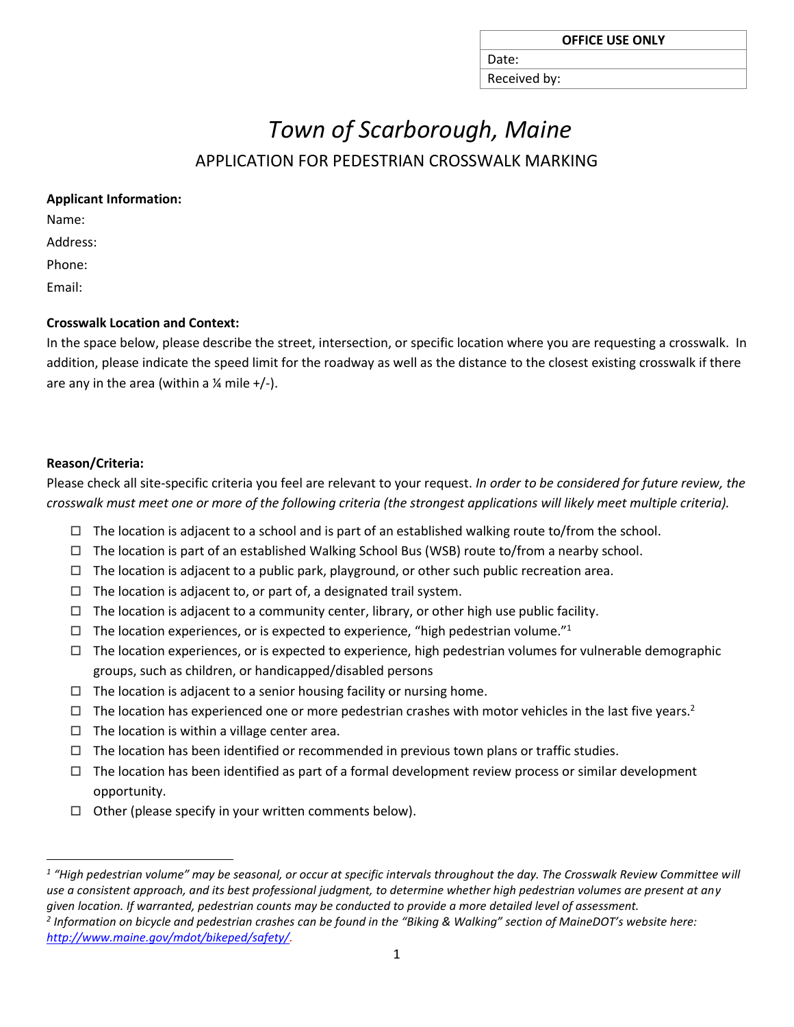| OFFICE USE ONLY |
|---|
| Date: |
| Received by: |

# *Town of Scarborough, Maine*

## APPLICATION FOR PEDESTRIAN CROSSWALK MARKING

**Applicant Information:**

Name:

Address:

Phone:

Email:

**Crosswalk Location and Context:**

In the space below, please describe the street, intersection, or specific location where you are requesting a crosswalk. In addition, please indicate the speed limit for the roadway as well as the distance to the closest existing crosswalk if there are any in the area (within a ¼ mile +/-).

**Reason/Criteria:**

Please check all site-specific criteria you feel are relevant to your request. *In order to be considered for future review, the crosswalk must meet one or more of the following criteria (the strongest applications will likely meet multiple criteria).*

- ☐ The location is adjacent to a school and is part of an established walking route to/from the school.
- ☐ The location is part of an established Walking School Bus (WSB) route to/from a nearby school.
- ☐ The location is adjacent to a public park, playground, or other such public recreation area.
- ☐ The location is adjacent to, or part of, a designated trail system.
- ☐ The location is adjacent to a community center, library, or other high use public facility.
- ☐ The location experiences, or is expected to experience, "high pedestrian volume."[1]
- ☐ The location experiences, or is expected to experience, high pedestrian volumes for vulnerable demographic groups, such as children, or handicapped/disabled persons
- ☐ The location is adjacent to a senior housing facility or nursing home.
- ☐ The location has experienced one or more pedestrian crashes with motor vehicles in the last five years.[2]
- ☐ The location is within a village center area.
- ☐ The location has been identified or recommended in previous town plans or traffic studies.
- ☐ The location has been identified as part of a formal development review process or similar development opportunity.
- ☐ Other (please specify in your written comments below).

---

[1] *"High pedestrian volume" may be seasonal, or occur at specific intervals throughout the day. The Crosswalk Review Committee will use a consistent approach, and its best professional judgment, to determine whether high pedestrian volumes are present at any given location. If warranted, pedestrian counts may be conducted to provide a more detailed level of assessment.*

[2] *Information on bicycle and pedestrian crashes can be found in the "Biking & Walking" section of MaineDOT's website here: [http://www.maine.gov/mdot/bikeped/safety/](http://www.maine.gov/mdot/bikeped/safety/).*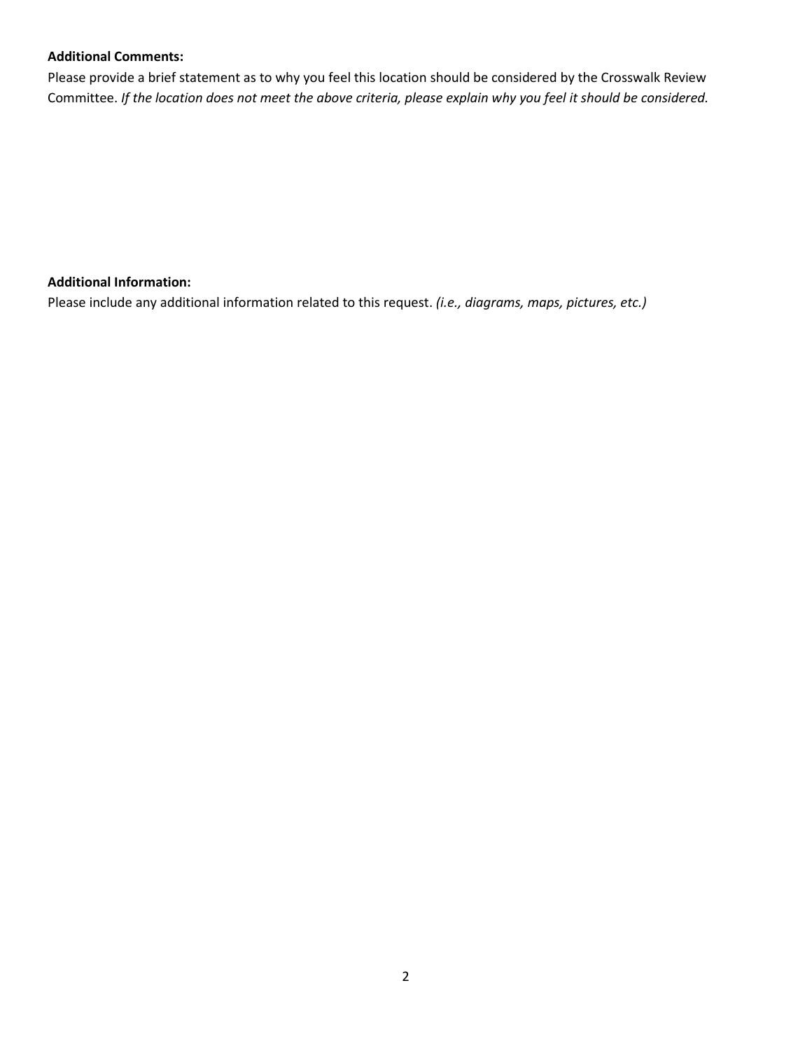**Additional Comments:**

Please provide a brief statement as to why you feel this location should be considered by the Crosswalk Review Committee. *If the location does not meet the above criteria, please explain why you feel it should be considered.*

**Additional Information:**

Please include any additional information related to this request. *(i.e., diagrams, maps, pictures, etc.)*